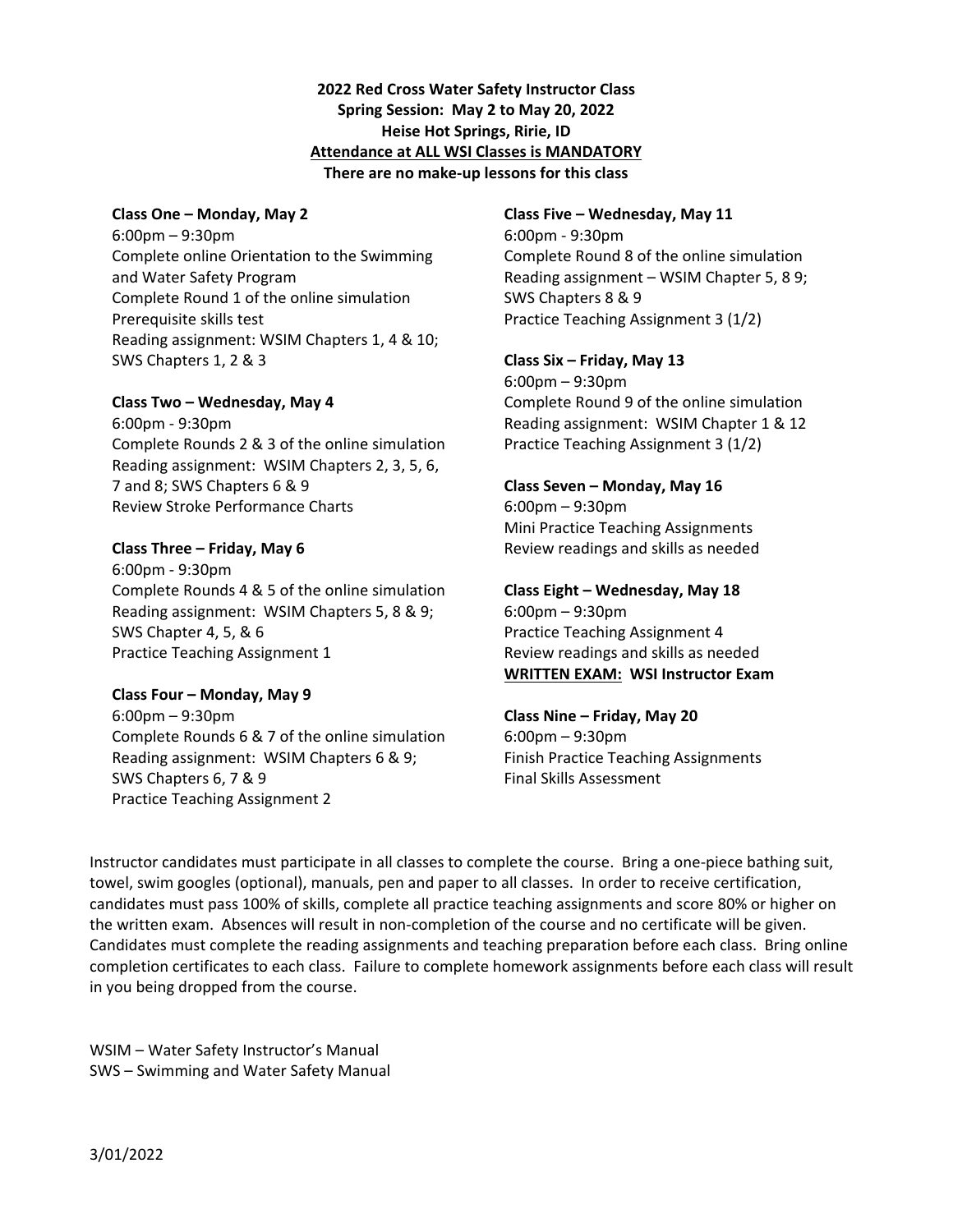**2022 Red Cross Water Safety Instructor Class**
**Spring Session: May 2 to May 20, 2022**
**Heise Hot Springs, Ririe, ID**
**<u>Attendance at ALL WSI Classes is MANDATORY</u>**
**There are no make-up lessons for this class**

**Class One – Monday, May 2**
6:00pm – 9:30pm
Complete online Orientation to the Swimming and Water Safety Program
Complete Round 1 of the online simulation
Prerequisite skills test
Reading assignment: WSIM Chapters 1, 4 & 10; SWS Chapters 1, 2 & 3

**Class Two – Wednesday, May 4**
6:00pm - 9:30pm
Complete Rounds 2 & 3 of the online simulation
Reading assignment: WSIM Chapters 2, 3, 5, 6, 7 and 8; SWS Chapters 6 & 9
Review Stroke Performance Charts

**Class Three – Friday, May 6**
6:00pm - 9:30pm
Complete Rounds 4 & 5 of the online simulation
Reading assignment: WSIM Chapters 5, 8 & 9; SWS Chapter 4, 5, & 6
Practice Teaching Assignment 1

**Class Four – Monday, May 9**
6:00pm – 9:30pm
Complete Rounds 6 & 7 of the online simulation
Reading assignment: WSIM Chapters 6 & 9; SWS Chapters 6, 7 & 9
Practice Teaching Assignment 2

**Class Five – Wednesday, May 11**
6:00pm - 9:30pm
Complete Round 8 of the online simulation
Reading assignment – WSIM Chapter 5, 8 9; SWS Chapters 8 & 9
Practice Teaching Assignment 3 (1/2)

**Class Six – Friday, May 13**
6:00pm – 9:30pm
Complete Round 9 of the online simulation
Reading assignment: WSIM Chapter 1 & 12
Practice Teaching Assignment 3 (1/2)

**Class Seven – Monday, May 16**
6:00pm – 9:30pm
Mini Practice Teaching Assignments
Review readings and skills as needed

**Class Eight – Wednesday, May 18**
6:00pm – 9:30pm
Practice Teaching Assignment 4
Review readings and skills as needed
**<u>WRITTEN EXAM:</u> WSI Instructor Exam**

**Class Nine – Friday, May 20**
6:00pm – 9:30pm
Finish Practice Teaching Assignments
Final Skills Assessment

Instructor candidates must participate in all classes to complete the course. Bring a one-piece bathing suit, towel, swim googles (optional), manuals, pen and paper to all classes. In order to receive certification, candidates must pass 100% of skills, complete all practice teaching assignments and score 80% or higher on the written exam. Absences will result in non-completion of the course and no certificate will be given. Candidates must complete the reading assignments and teaching preparation before each class. Bring online completion certificates to each class. Failure to complete homework assignments before each class will result in you being dropped from the course.

WSIM – Water Safety Instructor's Manual
SWS – Swimming and Water Safety Manual

3/01/2022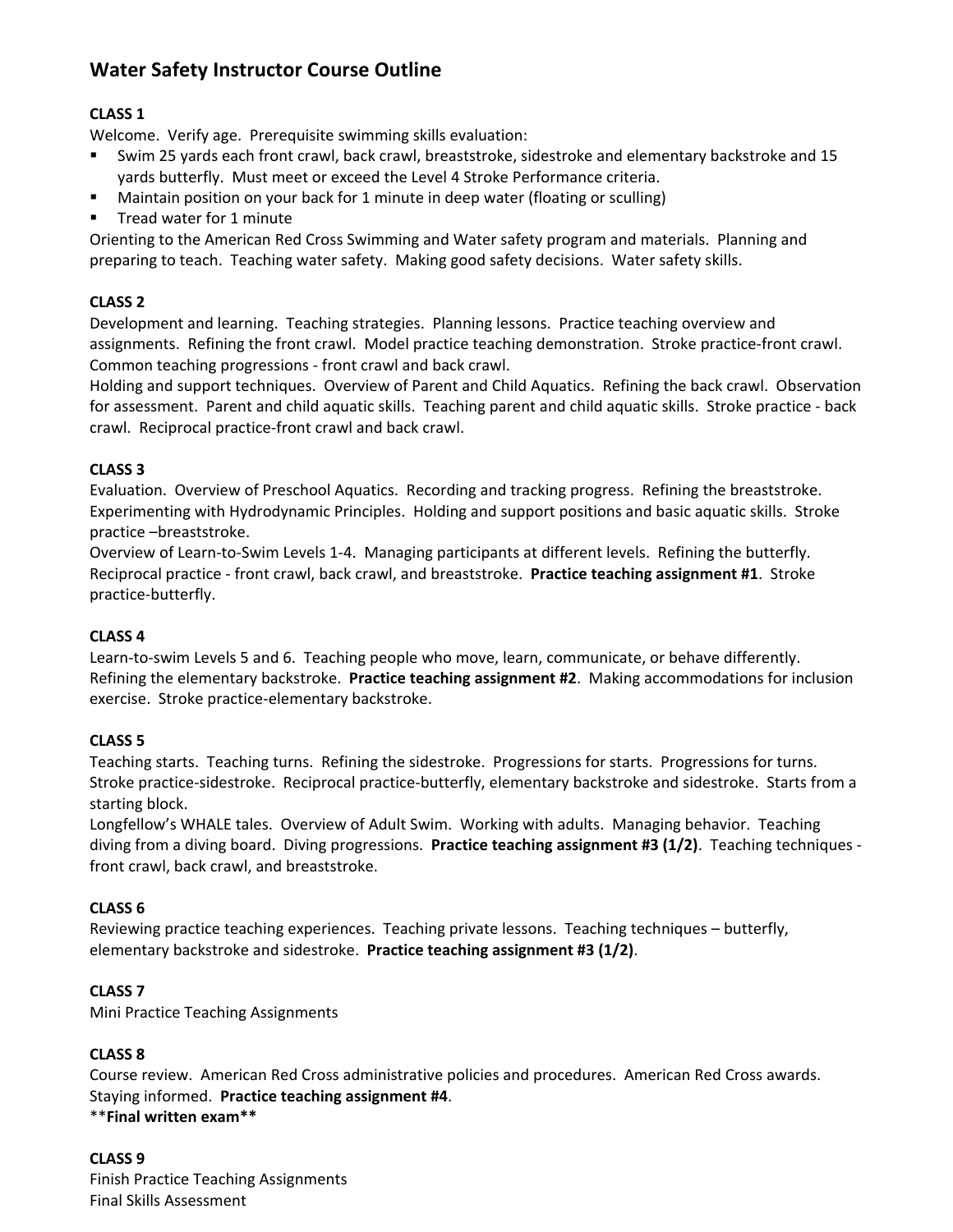# Water Safety Instructor Course Outline

**CLASS 1**

Welcome. Verify age. Prerequisite swimming skills evaluation:

- Swim 25 yards each front crawl, back crawl, breaststroke, sidestroke and elementary backstroke and 15 yards butterfly. Must meet or exceed the Level 4 Stroke Performance criteria.
- Maintain position on your back for 1 minute in deep water (floating or sculling)
- Tread water for 1 minute

Orienting to the American Red Cross Swimming and Water safety program and materials. Planning and preparing to teach. Teaching water safety. Making good safety decisions. Water safety skills.

**CLASS 2**

Development and learning. Teaching strategies. Planning lessons. Practice teaching overview and assignments. Refining the front crawl. Model practice teaching demonstration. Stroke practice-front crawl. Common teaching progressions - front crawl and back crawl.

Holding and support techniques. Overview of Parent and Child Aquatics. Refining the back crawl. Observation for assessment. Parent and child aquatic skills. Teaching parent and child aquatic skills. Stroke practice - back crawl. Reciprocal practice-front crawl and back crawl.

**CLASS 3**

Evaluation. Overview of Preschool Aquatics. Recording and tracking progress. Refining the breaststroke. Experimenting with Hydrodynamic Principles. Holding and support positions and basic aquatic skills. Stroke practice –breaststroke.

Overview of Learn-to-Swim Levels 1-4. Managing participants at different levels. Refining the butterfly. Reciprocal practice - front crawl, back crawl, and breaststroke. **Practice teaching assignment #1**. Stroke practice-butterfly.

**CLASS 4**

Learn-to-swim Levels 5 and 6. Teaching people who move, learn, communicate, or behave differently. Refining the elementary backstroke. **Practice teaching assignment #2**. Making accommodations for inclusion exercise. Stroke practice-elementary backstroke.

**CLASS 5**

Teaching starts. Teaching turns. Refining the sidestroke. Progressions for starts. Progressions for turns. Stroke practice-sidestroke. Reciprocal practice-butterfly, elementary backstroke and sidestroke. Starts from a starting block.

Longfellow's WHALE tales. Overview of Adult Swim. Working with adults. Managing behavior. Teaching diving from a diving board. Diving progressions. **Practice teaching assignment #3 (1/2)**. Teaching techniques - front crawl, back crawl, and breaststroke.

**CLASS 6**

Reviewing practice teaching experiences. Teaching private lessons. Teaching techniques – butterfly, elementary backstroke and sidestroke. **Practice teaching assignment #3 (1/2)**.

**CLASS 7**

Mini Practice Teaching Assignments

**CLASS 8**

Course review. American Red Cross administrative policies and procedures. American Red Cross awards. Staying informed. **Practice teaching assignment #4**.

**Final written exam**

**CLASS 9**

Finish Practice Teaching Assignments

Final Skills Assessment